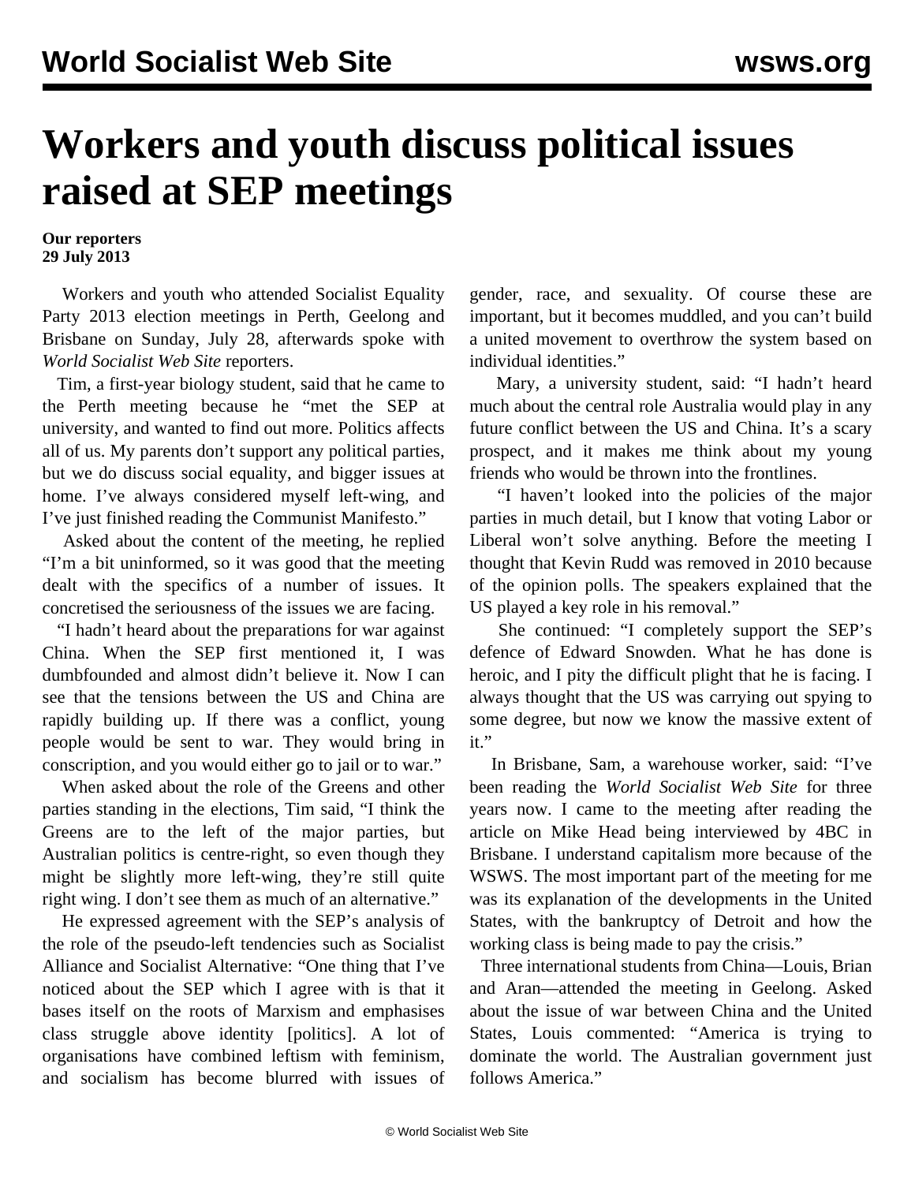# Workers and youth discuss political issues raised at SEP meetings

**Our reporters**
**29 July 2013**

Workers and youth who attended Socialist Equality Party 2013 election meetings in Perth, Geelong and Brisbane on Sunday, July 28, afterwards spoke with *World Socialist Web Site* reporters.

Tim, a first-year biology student, said that he came to the Perth meeting because he "met the SEP at university, and wanted to find out more. Politics affects all of us. My parents don't support any political parties, but we do discuss social equality, and bigger issues at home. I've always considered myself left-wing, and I've just finished reading the Communist Manifesto."

Asked about the content of the meeting, he replied "I'm a bit uninformed, so it was good that the meeting dealt with the specifics of a number of issues. It concretised the seriousness of the issues we are facing.

"I hadn't heard about the preparations for war against China. When the SEP first mentioned it, I was dumbfounded and almost didn't believe it. Now I can see that the tensions between the US and China are rapidly building up. If there was a conflict, young people would be sent to war. They would bring in conscription, and you would either go to jail or to war."

When asked about the role of the Greens and other parties standing in the elections, Tim said, "I think the Greens are to the left of the major parties, but Australian politics is centre-right, so even though they might be slightly more left-wing, they're still quite right wing. I don't see them as much of an alternative."

He expressed agreement with the SEP's analysis of the role of the pseudo-left tendencies such as Socialist Alliance and Socialist Alternative: "One thing that I've noticed about the SEP which I agree with is that it bases itself on the roots of Marxism and emphasises class struggle above identity [politics]. A lot of organisations have combined leftism with feminism, and socialism has become blurred with issues of gender, race, and sexuality. Of course these are important, but it becomes muddled, and you can't build a united movement to overthrow the system based on individual identities."

Mary, a university student, said: "I hadn't heard much about the central role Australia would play in any future conflict between the US and China. It's a scary prospect, and it makes me think about my young friends who would be thrown into the frontlines.

"I haven't looked into the policies of the major parties in much detail, but I know that voting Labor or Liberal won't solve anything. Before the meeting I thought that Kevin Rudd was removed in 2010 because of the opinion polls. The speakers explained that the US played a key role in his removal."

She continued: "I completely support the SEP's defence of Edward Snowden. What he has done is heroic, and I pity the difficult plight that he is facing. I always thought that the US was carrying out spying to some degree, but now we know the massive extent of it."

In Brisbane, Sam, a warehouse worker, said: "I've been reading the *World Socialist Web Site* for three years now. I came to the meeting after reading the article on Mike Head being interviewed by 4BC in Brisbane. I understand capitalism more because of the WSWS. The most important part of the meeting for me was its explanation of the developments in the United States, with the bankruptcy of Detroit and how the working class is being made to pay the crisis."

Three international students from China—Louis, Brian and Aran—attended the meeting in Geelong. Asked about the issue of war between China and the United States, Louis commented: "America is trying to dominate the world. The Australian government just follows America."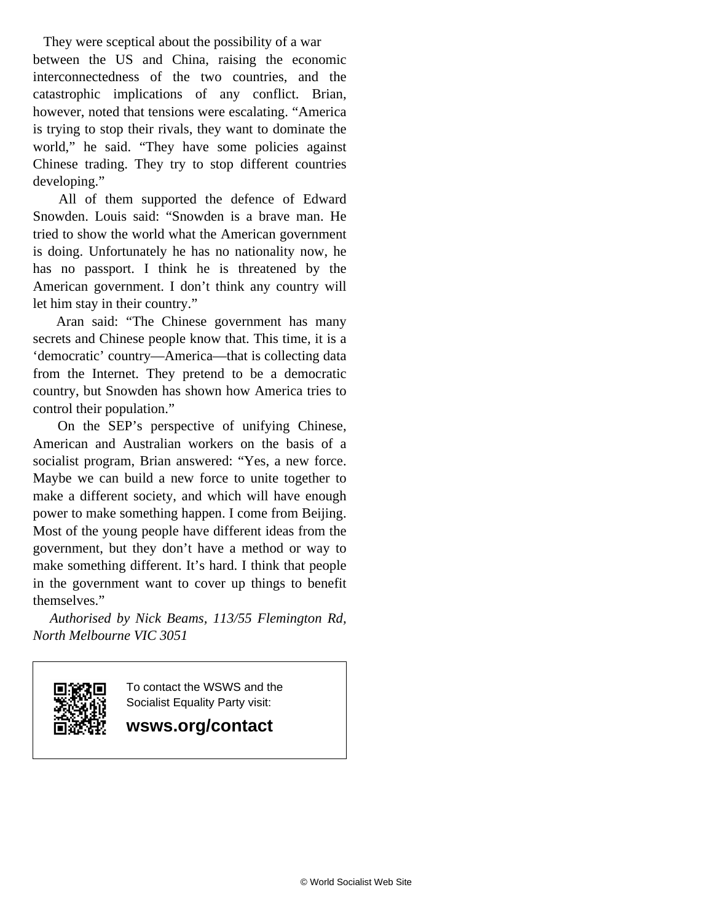They were sceptical about the possibility of a war between the US and China, raising the economic interconnectedness of the two countries, and the catastrophic implications of any conflict. Brian, however, noted that tensions were escalating. "America is trying to stop their rivals, they want to dominate the world," he said. "They have some policies against Chinese trading. They try to stop different countries developing."

All of them supported the defence of Edward Snowden. Louis said: "Snowden is a brave man. He tried to show the world what the American government is doing. Unfortunately he has no nationality now, he has no passport. I think he is threatened by the American government. I don't think any country will let him stay in their country."

Aran said: "The Chinese government has many secrets and Chinese people know that. This time, it is a 'democratic' country—America—that is collecting data from the Internet. They pretend to be a democratic country, but Snowden has shown how America tries to control their population."

On the SEP's perspective of unifying Chinese, American and Australian workers on the basis of a socialist program, Brian answered: "Yes, a new force. Maybe we can build a new force to unite together to make a different society, and which will have enough power to make something happen. I come from Beijing. Most of the young people have different ideas from the government, but they don't have a method or way to make something different. It's hard. I think that people in the government want to cover up things to benefit themselves."

*Authorised by Nick Beams, 113/55 Flemington Rd, North Melbourne VIC 3051*

To contact the WSWS and the Socialist Equality Party visit:

**wsws.org/contact**